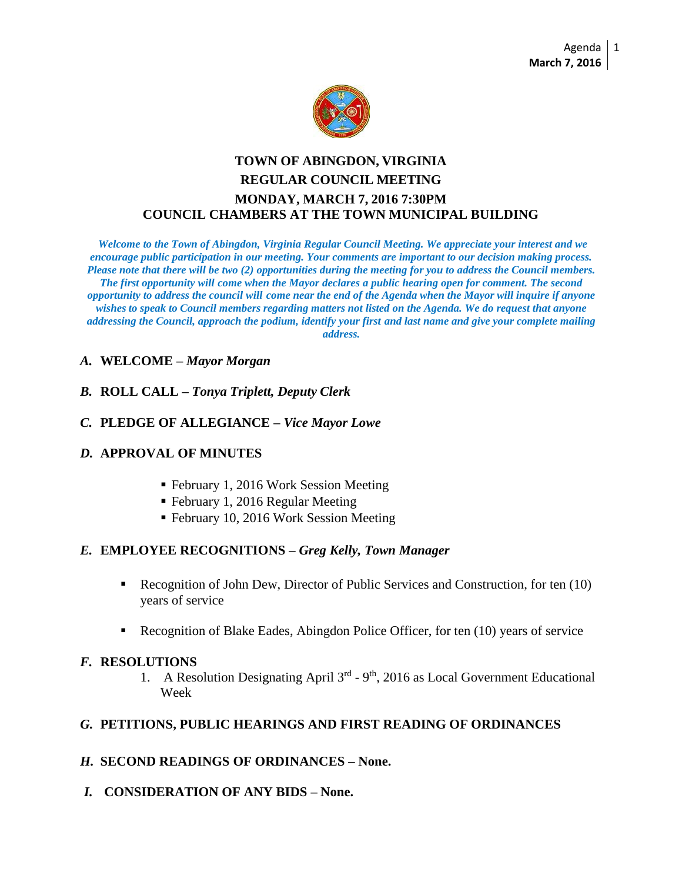# TOWN OF ABINGDON, VIRGINIA
## REGULAR COUNCIL MEETING
## MONDAY, MARCH 7, 2016 7:30PM
## COUNCIL CHAMBERS AT THE TOWN MUNICIPAL BUILDING

***Welcome to the Town of Abingdon, Virginia Regular Council Meeting. We appreciate your interest and we encourage public participation in our meeting. Your comments are important to our decision making process. Please note that there will be two (2) opportunities during the meeting for you to address the Council members. The first opportunity will come when the Mayor declares a public hearing open for comment. The second opportunity to address the council will come near the end of the Agenda when the Mayor will inquire if anyone wishes to speak to Council members regarding matters not listed on the Agenda. We do request that anyone addressing the Council, approach the podium, identify your first and last name and give your complete mailing address.***

***A.*** **WELCOME –** ***Mayor Morgan***

***B.*** **ROLL CALL –** ***Tonya Triplett, Deputy Clerk***

***C.*** **PLEDGE OF ALLEGIANCE –** ***Vice Mayor Lowe***

***D.*** **APPROVAL OF MINUTES**

- February 1, 2016 Work Session Meeting
- February 1, 2016 Regular Meeting
- February 10, 2016 Work Session Meeting

***E.*** **EMPLOYEE RECOGNITIONS –** ***Greg Kelly, Town Manager***

- Recognition of John Dew, Director of Public Services and Construction, for ten (10) years of service
- Recognition of Blake Eades, Abingdon Police Officer, for ten (10) years of service

***F.*** **RESOLUTIONS**

1. A Resolution Designating April 3rd - 9th, 2016 as Local Government Educational Week

***G.*** **PETITIONS, PUBLIC HEARINGS AND FIRST READING OF ORDINANCES**

***H.*** **SECOND READINGS OF ORDINANCES – None.**

***I.*** **CONSIDERATION OF ANY BIDS – None.**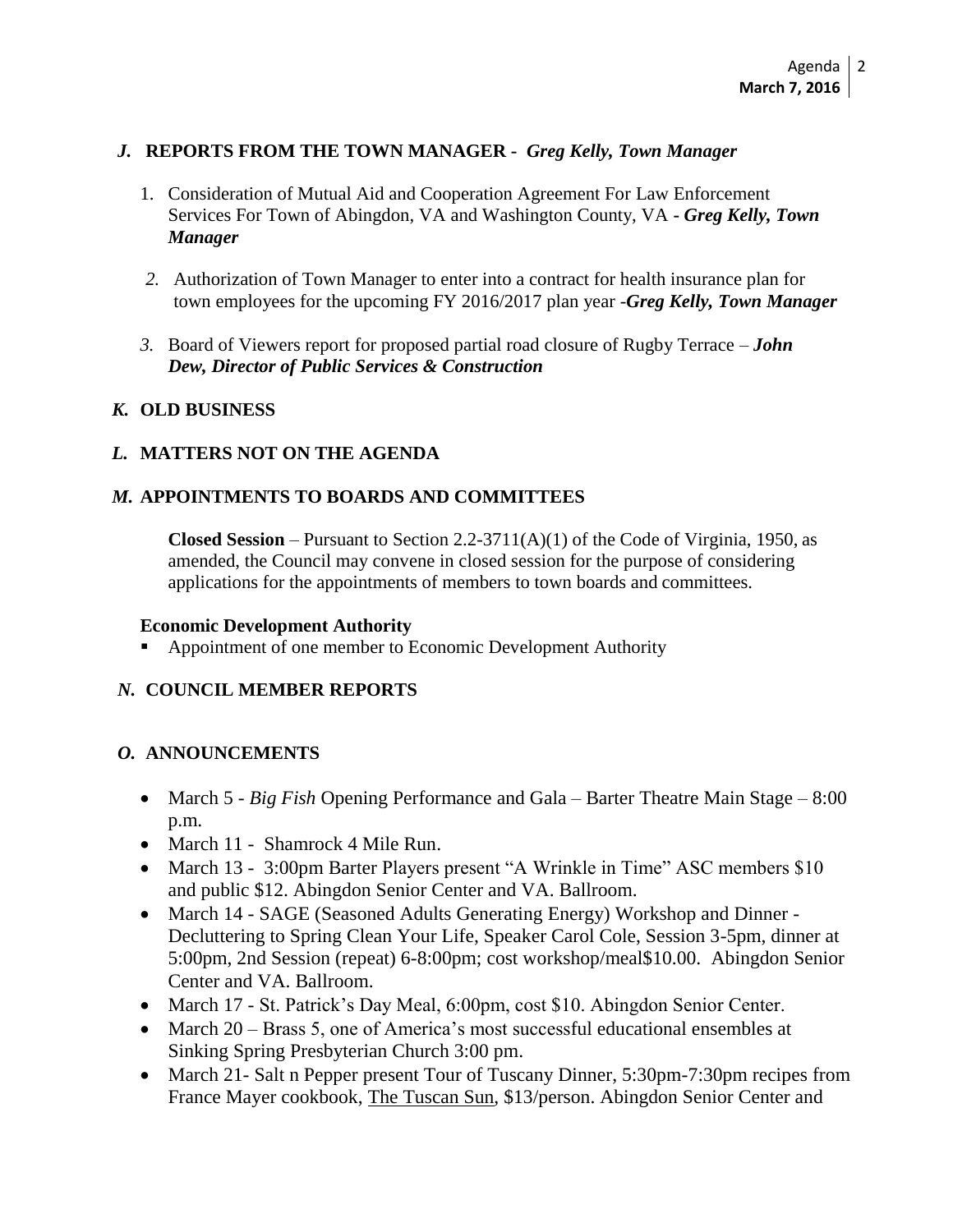## *J.* REPORTS FROM THE TOWN MANAGER - *Greg Kelly, Town Manager*

1. Consideration of Mutual Aid and Cooperation Agreement For Law Enforcement Services For Town of Abingdon, VA and Washington County, VA - ***Greg Kelly, Town Manager***

2. Authorization of Town Manager to enter into a contract for health insurance plan for town employees for the upcoming FY 2016/2017 plan year -***Greg Kelly, Town Manager***

3. Board of Viewers report for proposed partial road closure of Rugby Terrace – ***John Dew, Director of Public Services & Construction***

## *K.* OLD BUSINESS

## *L.* MATTERS NOT ON THE AGENDA

## *M.* APPOINTMENTS TO BOARDS AND COMMITTEES

**Closed Session** – Pursuant to Section 2.2-3711(A)(1) of the Code of Virginia, 1950, as amended, the Council may convene in closed session for the purpose of considering applications for the appointments of members to town boards and committees.

**Economic Development Authority**

- Appointment of one member to Economic Development Authority

## *N.* COUNCIL MEMBER REPORTS

## *O.* ANNOUNCEMENTS

- March 5 - *Big Fish* Opening Performance and Gala – Barter Theatre Main Stage – 8:00 p.m.
- March 11 - Shamrock 4 Mile Run.
- March 13 - 3:00pm Barter Players present "A Wrinkle in Time" ASC members $10 and public $12. Abingdon Senior Center and VA. Ballroom.
- March 14 - SAGE (Seasoned Adults Generating Energy) Workshop and Dinner - Decluttering to Spring Clean Your Life, Speaker Carol Cole, Session 3-5pm, dinner at 5:00pm, 2nd Session (repeat) 6-8:00pm; cost workshop/meal$10.00. Abingdon Senior Center and VA. Ballroom.
- March 17 - St. Patrick's Day Meal, 6:00pm, cost $10. Abingdon Senior Center.
- March 20 – Brass 5, one of America's most successful educational ensembles at Sinking Spring Presbyterian Church 3:00 pm.
- March 21- Salt n Pepper present Tour of Tuscany Dinner, 5:30pm-7:30pm recipes from France Mayer cookbook, The Tuscan Sun, $13/person. Abingdon Senior Center and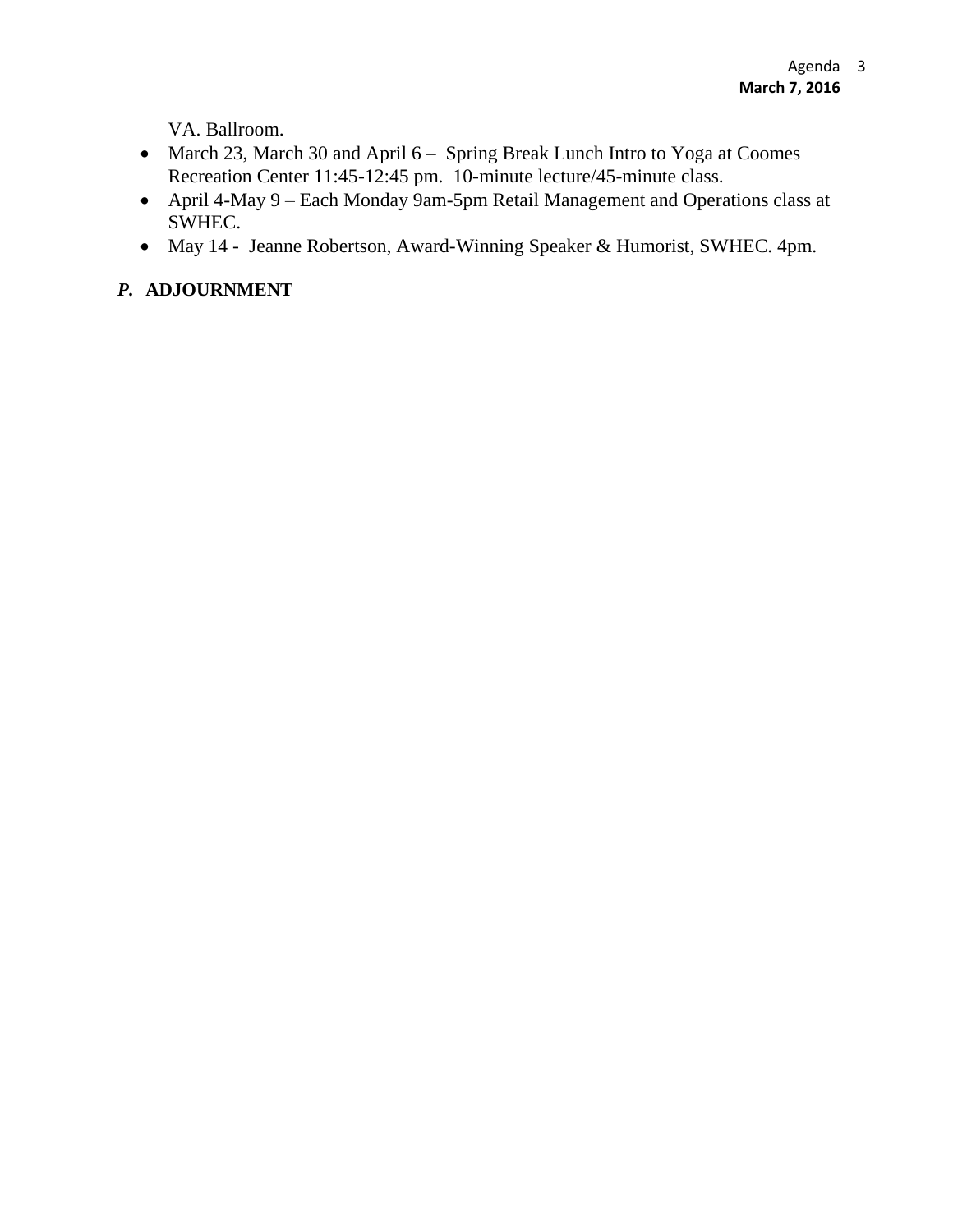VA. Ballroom.

- March 23, March 30 and April 6 – Spring Break Lunch Intro to Yoga at Coomes Recreation Center 11:45-12:45 pm. 10-minute lecture/45-minute class.
- April 4-May 9 – Each Monday 9am-5pm Retail Management and Operations class at SWHEC.
- May 14 - Jeanne Robertson, Award-Winning Speaker & Humorist, SWHEC. 4pm.

***P.*** **ADJOURNMENT**